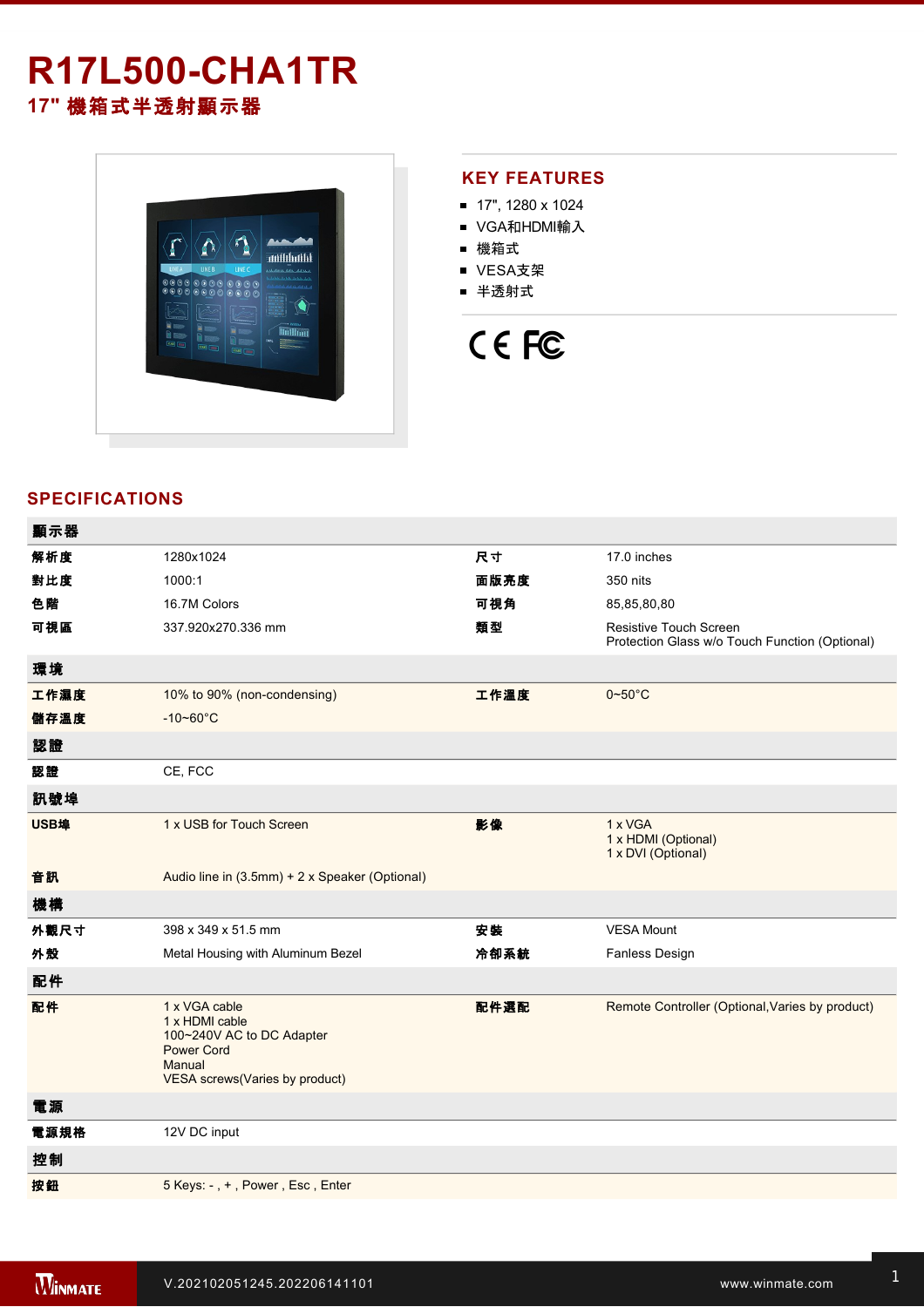# R17L500-CHA1TR

## 17" 機箱式半透射顯示器

## KEY FEATURES

- 17", 1280 x 1024
- VGA和HDMI輸入
- 機箱式
- VESA支架
- 半透射式

## SPECIFICATIONS

| 顯示器 | | | |
|---|---|---|---|
| 解析度 | 1280x1024 | 尺寸 | 17.0 inches |
| 對比度 | 1000:1 | 面版亮度 | 350 nits |
| 色階 | 16.7M Colors | 可視角 | 85,85,80,80 |
| 可視區 | 337.920x270.336 mm | 類型 | Resistive Touch Screen<br>Protection Glass w/o Touch Function (Optional) |
| **環境** | | | |
| 工作濕度 | 10% to 90% (non-condensing) | 工作溫度 | 0~50°C |
| 儲存溫度 | -10~60°C | | |
| **認證** | | | |
| 認證 | CE, FCC | | |
| **訊號埠** | | | |
| USB埠 | 1 x USB for Touch Screen | 影像 | 1 x VGA<br>1 x HDMI (Optional)<br>1 x DVI (Optional) |
| 音訊 | Audio line in (3.5mm) + 2 x Speaker (Optional) | | |
| **機構** | | | |
| 外觀尺寸 | 398 x 349 x 51.5 mm | 安裝 | VESA Mount |
| 外殼 | Metal Housing with Aluminum Bezel | 冷卻系統 | Fanless Design |
| **配件** | | | |
| 配件 | 1 x VGA cable<br>1 x HDMI cable<br>100~240V AC to DC Adapter<br>Power Cord<br>Manual<br>VESA screws(Varies by product) | 配件選配 | Remote Controller (Optional,Varies by product) |
| **電源** | | | |
| 電源規格 | 12V DC input | | |
| **控制** | | | |
| 按鈕 | 5 Keys: - , + , Power , Esc , Enter | | |

V.202102051245.202206141101

www.winmate.com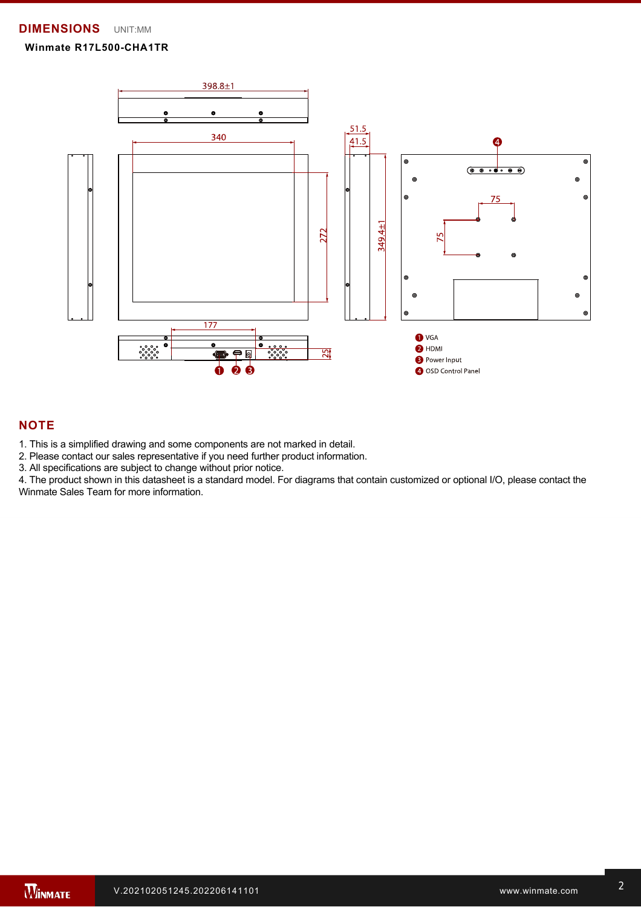## DIMENSIONS UNIT:MM

**Winmate R17L500-CHA1TR**

398.8±1

340

51.5

41.5

272

349.4±1

75

75

177

25

1 VGA
2 HDMI
3 Power Input
4 OSD Control Panel

## NOTE

1. This is a simplified drawing and some components are not marked in detail.
2. Please contact our sales representative if you need further product information.
3. All specifications are subject to change without prior notice.
4. The product shown in this datasheet is a standard model. For diagrams that contain customized or optional I/O, please contact the Winmate Sales Team for more information.